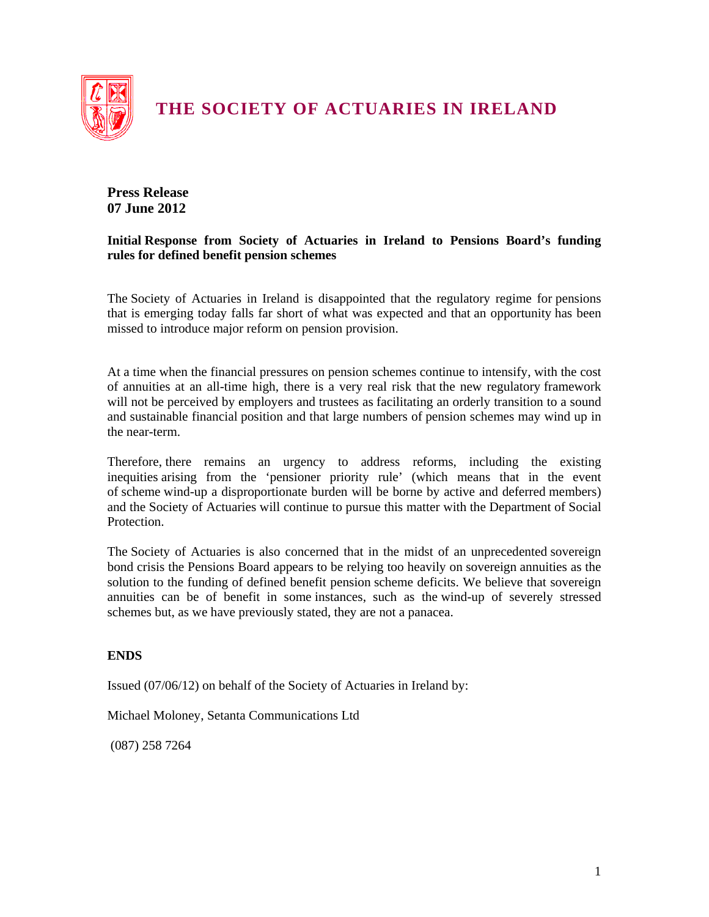# THE SOCIETY OF ACTUARIES IN IRELAND

**Press Release**
**07 June 2012**

**Initial Response from Society of Actuaries in Ireland to Pensions Board's funding rules for defined benefit pension schemes**

The Society of Actuaries in Ireland is disappointed that the regulatory regime for pensions that is emerging today falls far short of what was expected and that an opportunity has been missed to introduce major reform on pension provision.

At a time when the financial pressures on pension schemes continue to intensify, with the cost of annuities at an all-time high, there is a very real risk that the new regulatory framework will not be perceived by employers and trustees as facilitating an orderly transition to a sound and sustainable financial position and that large numbers of pension schemes may wind up in the near-term.

Therefore, there remains an urgency to address reforms, including the existing inequities arising from the 'pensioner priority rule' (which means that in the event of scheme wind-up a disproportionate burden will be borne by active and deferred members) and the Society of Actuaries will continue to pursue this matter with the Department of Social Protection.

The Society of Actuaries is also concerned that in the midst of an unprecedented sovereign bond crisis the Pensions Board appears to be relying too heavily on sovereign annuities as the solution to the funding of defined benefit pension scheme deficits. We believe that sovereign annuities can be of benefit in some instances, such as the wind-up of severely stressed schemes but, as we have previously stated, they are not a panacea.

**ENDS**

Issued (07/06/12) on behalf of the Society of Actuaries in Ireland by:

Michael Moloney, Setanta Communications Ltd

(087) 258 7264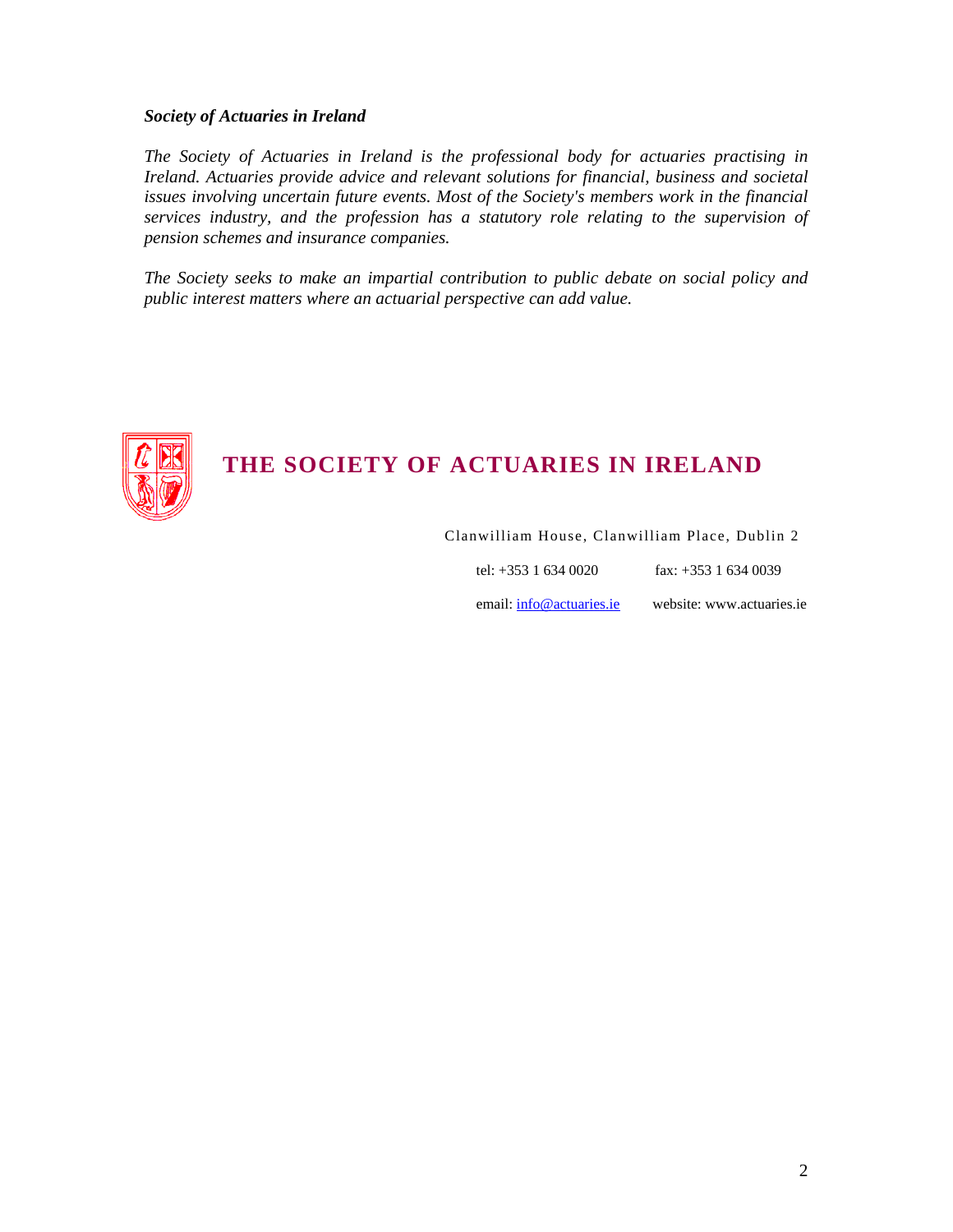***Society of Actuaries in Ireland***

*The Society of Actuaries in Ireland is the professional body for actuaries practising in Ireland. Actuaries provide advice and relevant solutions for financial, business and societal issues involving uncertain future events. Most of the Society's members work in the financial services industry, and the profession has a statutory role relating to the supervision of pension schemes and insurance companies.*

*The Society seeks to make an impartial contribution to public debate on social policy and public interest matters where an actuarial perspective can add value.*

**THE SOCIETY OF ACTUARIES IN IRELAND**

Clanwilliam House, Clanwilliam Place, Dublin 2

tel: +353 1 634 0020 fax: +353 1 634 0039

email: info@actuaries.ie website: www.actuaries.ie